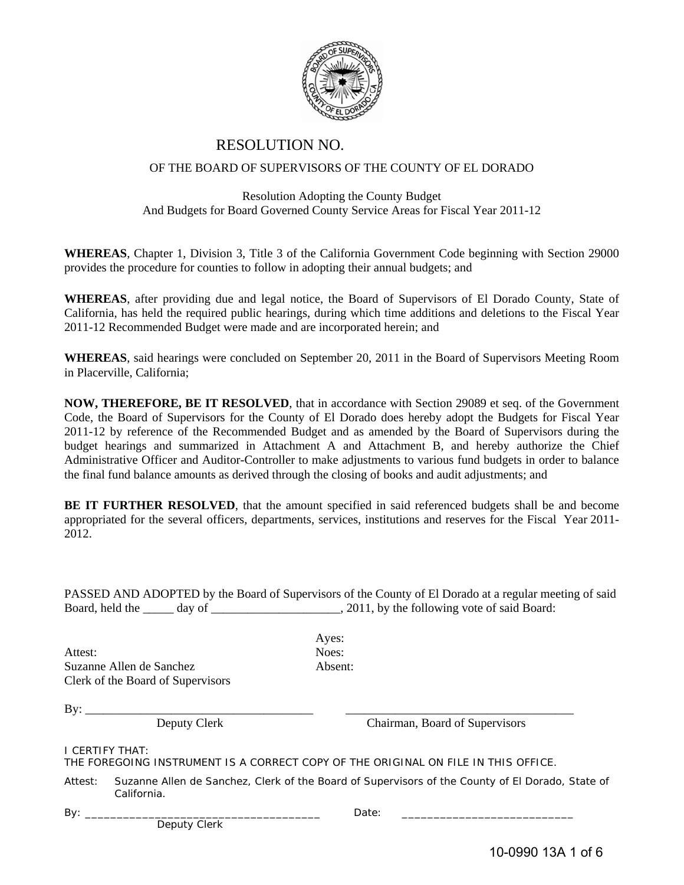# RESOLUTION NO.

## OF THE BOARD OF SUPERVISORS OF THE COUNTY OF EL DORADO

Resolution Adopting the County Budget
And Budgets for Board Governed County Service Areas for Fiscal Year 2011-12

**WHEREAS**, Chapter 1, Division 3, Title 3 of the California Government Code beginning with Section 29000 provides the procedure for counties to follow in adopting their annual budgets; and

**WHEREAS**, after providing due and legal notice, the Board of Supervisors of El Dorado County, State of California, has held the required public hearings, during which time additions and deletions to the Fiscal Year 2011-12 Recommended Budget were made and are incorporated herein; and

**WHEREAS**, said hearings were concluded on September 20, 2011 in the Board of Supervisors Meeting Room in Placerville, California;

**NOW, THEREFORE, BE IT RESOLVED**, that in accordance with Section 29089 et seq. of the Government Code, the Board of Supervisors for the County of El Dorado does hereby adopt the Budgets for Fiscal Year 2011-12 by reference of the Recommended Budget and as amended by the Board of Supervisors during the budget hearings and summarized in Attachment A and Attachment B, and hereby authorize the Chief Administrative Officer and Auditor-Controller to make adjustments to various fund budgets in order to balance the final fund balance amounts as derived through the closing of books and audit adjustments; and

**BE IT FURTHER RESOLVED**, that the amount specified in said referenced budgets shall be and become appropriated for the several officers, departments, services, institutions and reserves for the Fiscal Year 2011-2012.

PASSED AND ADOPTED by the Board of Supervisors of the County of El Dorado at a regular meeting of said Board, held the _____ day of _____________________, 2011, by the following vote of said Board:

Ayes:
Noes:
Absent:

Attest:
Suzanne Allen de Sanchez
Clerk of the Board of Supervisors

By: _____________________________________
Deputy Clerk

_____________________________________
Chairman, Board of Supervisors

I CERTIFY THAT:
THE FOREGOING INSTRUMENT IS A CORRECT COPY OF THE ORIGINAL ON FILE IN THIS OFFICE.

Attest: Suzanne Allen de Sanchez, Clerk of the Board of Supervisors of the County of El Dorado, State of California.

By: _____________________________________ Date: ___________________________
Deputy Clerk

10-0990 13A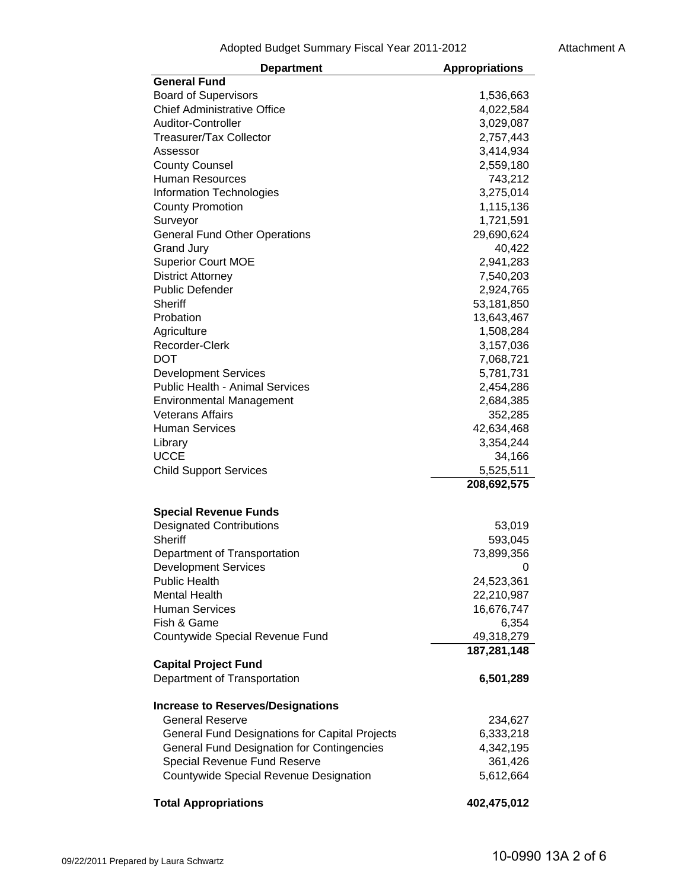Adopted Budget Summary Fiscal Year 2011-2012 — Attachment A

| Department | Appropriations |
|---|---|
| **General Fund** | |
| Board of Supervisors | 1,536,663 |
| Chief Administrative Office | 4,022,584 |
| Auditor-Controller | 3,029,087 |
| Treasurer/Tax Collector | 2,757,443 |
| Assessor | 3,414,934 |
| County Counsel | 2,559,180 |
| Human Resources | 743,212 |
| Information Technologies | 3,275,014 |
| County Promotion | 1,115,136 |
| Surveyor | 1,721,591 |
| General Fund Other Operations | 29,690,624 |
| Grand Jury | 40,422 |
| Superior Court MOE | 2,941,283 |
| District Attorney | 7,540,203 |
| Public Defender | 2,924,765 |
| Sheriff | 53,181,850 |
| Probation | 13,643,467 |
| Agriculture | 1,508,284 |
| Recorder-Clerk | 3,157,036 |
| DOT | 7,068,721 |
| Development Services | 5,781,731 |
| Public Health - Animal Services | 2,454,286 |
| Environmental Management | 2,684,385 |
| Veterans Affairs | 352,285 |
| Human Services | 42,634,468 |
| Library | 3,354,244 |
| UCCE | 34,166 |
| Child Support Services | 5,525,511 |
| | **208,692,575** |
| **Special Revenue Funds** | |
| Designated Contributions | 53,019 |
| Sheriff | 593,045 |
| Department of Transportation | 73,899,356 |
| Development Services | 0 |
| Public Health | 24,523,361 |
| Mental Health | 22,210,987 |
| Human Services | 16,676,747 |
| Fish & Game | 6,354 |
| Countywide Special Revenue Fund | 49,318,279 |
| | **187,281,148** |
| **Capital Project Fund** | |
| Department of Transportation | **6,501,289** |
| **Increase to Reserves/Designations** | |
| General Reserve | 234,627 |
| General Fund Designations for Capital Projects | 6,333,218 |
| General Fund Designation for Contingencies | 4,342,195 |
| Special Revenue Fund Reserve | 361,426 |
| Countywide Special Revenue Designation | 5,612,664 |
| **Total Appropriations** | **402,475,012** |

09/22/2011 Prepared by Laura Schwartz

10-0990 13A 2 of 6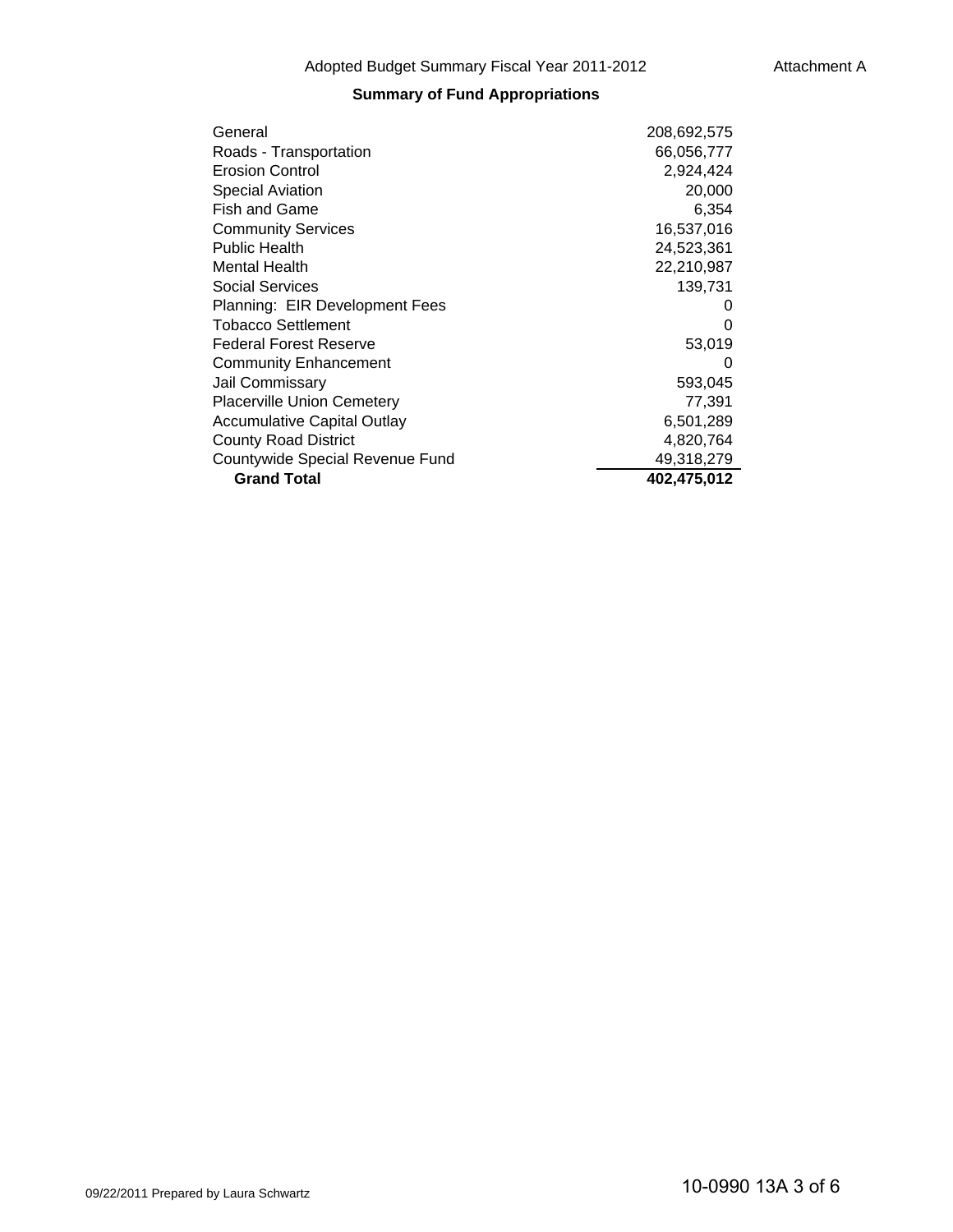Adopted Budget Summary Fiscal Year 2011-2012

Attachment A

## Summary of Fund Appropriations

| Fund | Amount |
|---|---:|
| General | 208,692,575 |
| Roads - Transportation | 66,056,777 |
| Erosion Control | 2,924,424 |
| Special Aviation | 20,000 |
| Fish and Game | 6,354 |
| Community Services | 16,537,016 |
| Public Health | 24,523,361 |
| Mental Health | 22,210,987 |
| Social Services | 139,731 |
| Planning: EIR Development Fees | 0 |
| Tobacco Settlement | 0 |
| Federal Forest Reserve | 53,019 |
| Community Enhancement | 0 |
| Jail Commissary | 593,045 |
| Placerville Union Cemetery | 77,391 |
| Accumulative Capital Outlay | 6,501,289 |
| County Road District | 4,820,764 |
| Countywide Special Revenue Fund | 49,318,279 |
| **Grand Total** | **402,475,012** |

09/22/2011 Prepared by Laura Schwartz

10-0990 13A 3 of 6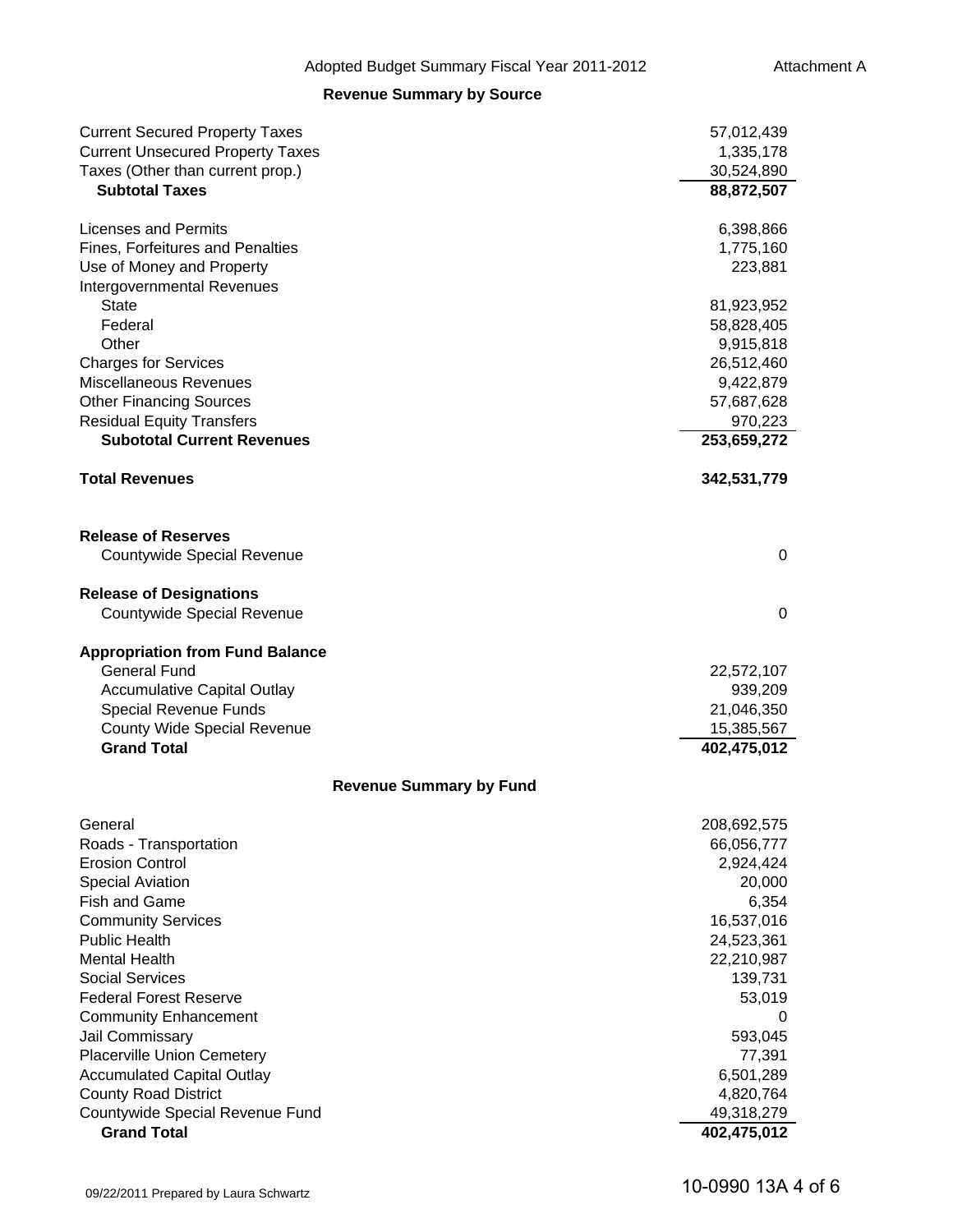Adopted Budget Summary Fiscal Year 2011-2012 — Attachment A

## Revenue Summary by Source

| | |
|---|---:|
| Current Secured Property Taxes | 57,012,439 |
| Current Unsecured Property Taxes | 1,335,178 |
| Taxes (Other than current prop.) | 30,524,890 |
| **Subtotal Taxes** | **88,872,507** |
| | |
| Licenses and Permits | 6,398,866 |
| Fines, Forfeitures and Penalties | 1,775,160 |
| Use of Money and Property | 223,881 |
| Intergovernmental Revenues | |
| State | 81,923,952 |
| Federal | 58,828,405 |
| Other | 9,915,818 |
| Charges for Services | 26,512,460 |
| Miscellaneous Revenues | 9,422,879 |
| Other Financing Sources | 57,687,628 |
| Residual Equity Transfers | 970,223 |
| **Subototal Current Revenues** | **253,659,272** |
| | |
| **Total Revenues** | **342,531,779** |
| | |
| **Release of Reserves** | |
| Countywide Special Revenue | 0 |
| | |
| **Release of Designations** | |
| Countywide Special Revenue | 0 |
| | |
| **Appropriation from Fund Balance** | |
| General Fund | 22,572,107 |
| Accumulative Capital Outlay | 939,209 |
| Special Revenue Funds | 21,046,350 |
| County Wide Special Revenue | 15,385,567 |
| **Grand Total** | **402,475,012** |

## Revenue Summary by Fund

| | |
|---|---:|
| General | 208,692,575 |
| Roads - Transportation | 66,056,777 |
| Erosion Control | 2,924,424 |
| Special Aviation | 20,000 |
| Fish and Game | 6,354 |
| Community Services | 16,537,016 |
| Public Health | 24,523,361 |
| Mental Health | 22,210,987 |
| Social Services | 139,731 |
| Federal Forest Reserve | 53,019 |
| Community Enhancement | 0 |
| Jail Commissary | 593,045 |
| Placerville Union Cemetery | 77,391 |
| Accumulated Capital Outlay | 6,501,289 |
| County Road District | 4,820,764 |
| Countywide Special Revenue Fund | 49,318,279 |
| **Grand Total** | **402,475,012** |

09/22/2011 Prepared by Laura Schwartz

10-0990 13A 4 of 6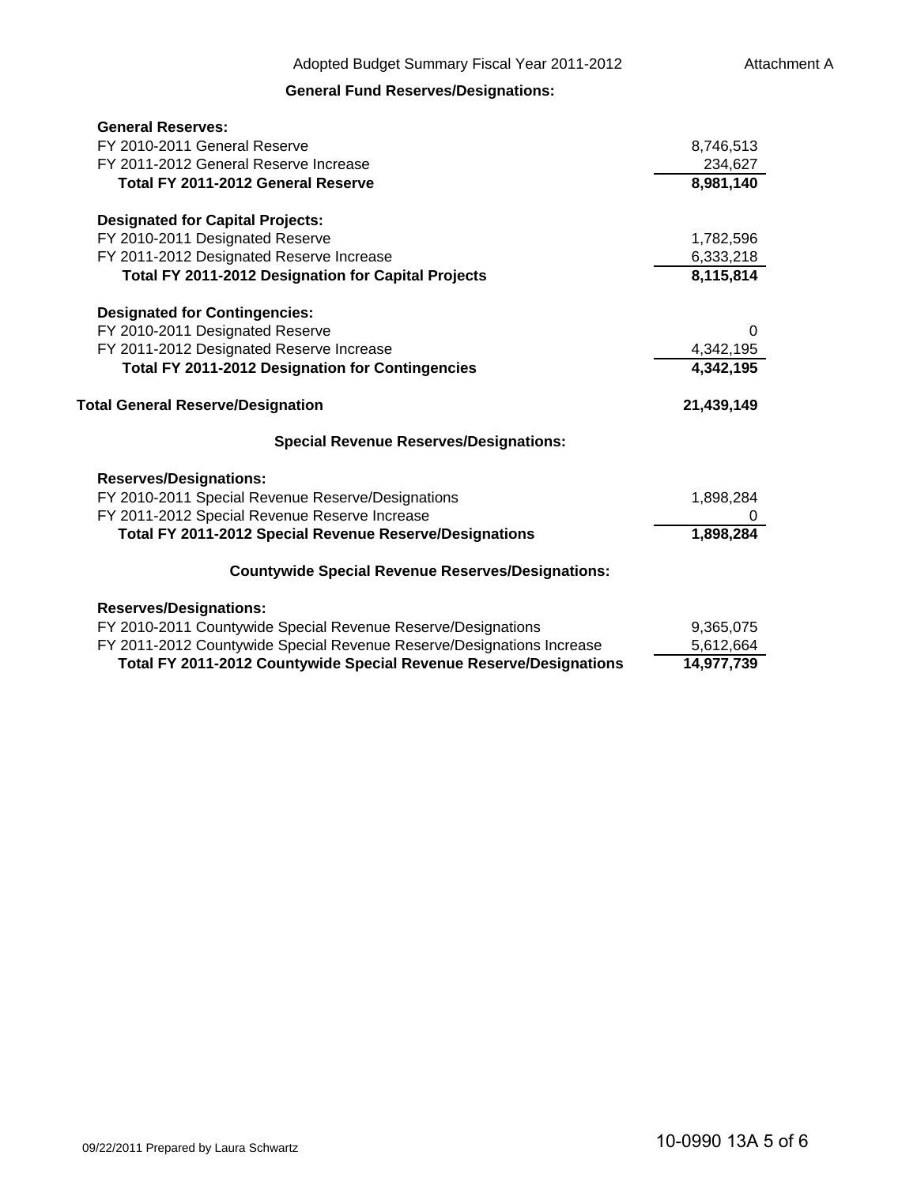Adopted Budget Summary Fiscal Year 2011-2012 — Attachment A

## General Fund Reserves/Designations:

| | |
|---|---|
| **General Reserves:** | |
| FY 2010-2011 General Reserve | 8,746,513 |
| FY 2011-2012 General Reserve Increase | 234,627 |
| **Total FY 2011-2012 General Reserve** | **8,981,140** |
| | |
| **Designated for Capital Projects:** | |
| FY 2010-2011 Designated Reserve | 1,782,596 |
| FY 2011-2012 Designated Reserve Increase | 6,333,218 |
| **Total FY 2011-2012 Designation for Capital Projects** | **8,115,814** |
| | |
| **Designated for Contingencies:** | |
| FY 2010-2011 Designated Reserve | 0 |
| FY 2011-2012 Designated Reserve Increase | 4,342,195 |
| **Total FY 2011-2012 Designation for Contingencies** | **4,342,195** |
| | |
| **Total General Reserve/Designation** | **21,439,149** |

## Special Revenue Reserves/Designations:

| | |
|---|---|
| **Reserves/Designations:** | |
| FY 2010-2011 Special Revenue Reserve/Designations | 1,898,284 |
| FY 2011-2012 Special Revenue Reserve Increase | 0 |
| **Total FY 2011-2012 Special Revenue Reserve/Designations** | **1,898,284** |

## Countywide Special Revenue Reserves/Designations:

| | |
|---|---|
| **Reserves/Designations:** | |
| FY 2010-2011 Countywide Special Revenue Reserve/Designations | 9,365,075 |
| FY 2011-2012 Countywide Special Revenue Reserve/Designations Increase | 5,612,664 |
| **Total FY 2011-2012 Countywide Special Revenue Reserve/Designations** | **14,977,739** |

09/22/2011 Prepared by Laura Schwartz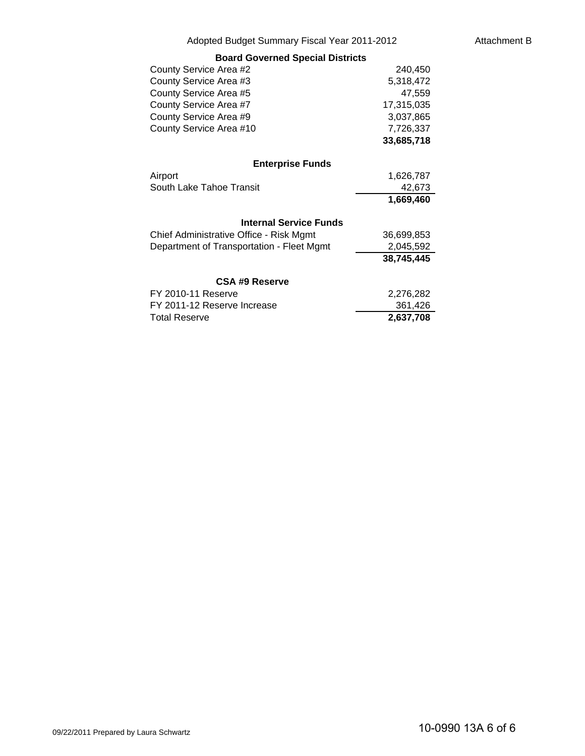Adopted Budget Summary Fiscal Year 2011-2012

Attachment B

| Board Governed Special Districts | |
| --- | --- |
| County Service Area #2 | 240,450 |
| County Service Area #3 | 5,318,472 |
| County Service Area #5 | 47,559 |
| County Service Area #7 | 17,315,035 |
| County Service Area #9 | 3,037,865 |
| County Service Area #10 | 7,726,337 |
| | **33,685,718** |

| Enterprise Funds | |
| --- | --- |
| Airport | 1,626,787 |
| South Lake Tahoe Transit | 42,673 |
| | **1,669,460** |

| Internal Service Funds | |
| --- | --- |
| Chief Administrative Office - Risk Mgmt | 36,699,853 |
| Department of Transportation - Fleet Mgmt | 2,045,592 |
| | **38,745,445** |

| CSA #9 Reserve | |
| --- | --- |
| FY 2010-11 Reserve | 2,276,282 |
| FY 2011-12 Reserve Increase | 361,426 |
| Total Reserve | **2,637,708** |

09/22/2011 Prepared by Laura Schwartz

10-0990 13A 6 of 6